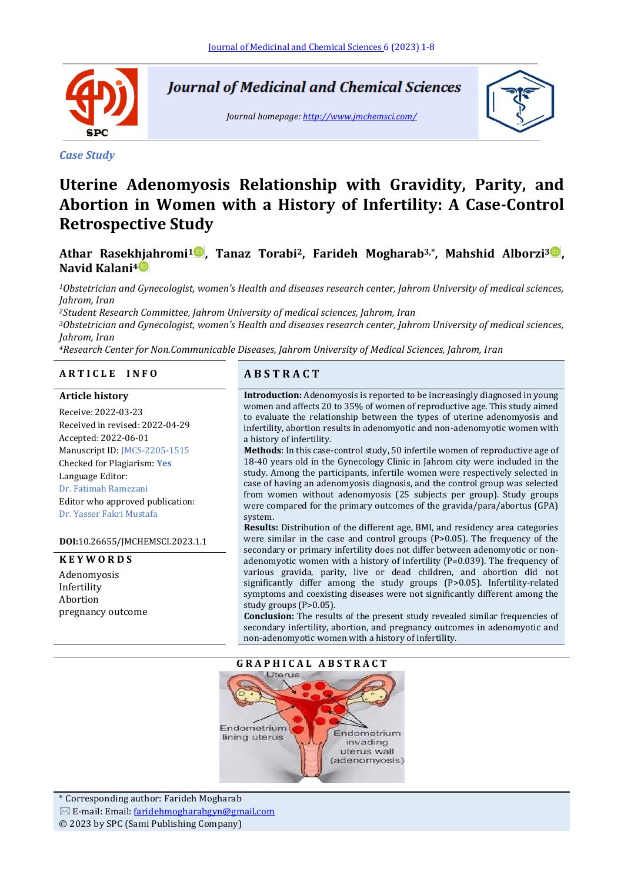*Case Study*

# Uterine Adenomyosis Relationship with Gravidity, Parity, and Abortion in Women with a History of Infertility: A Case-Control Retrospective Study

**Athar Rasekhjahromi[1], Tanaz Torabi[2], Farideh Mogharab[3,*], Mahshid Alborzi[3], Navid Kalani[4]**

*[1]Obstetrician and Gynecologist, women's Health and diseases research center, Jahrom University of medical sciences, Jahrom, Iran*

*[2]Student Research Committee, Jahrom University of medical sciences, Jahrom, Iran*

*[3]Obstetrician and Gynecologist, women's Health and diseases research center, Jahrom University of medical sciences, Jahrom, Iran*

*[4]Research Center for Non.Communicable Diseases, Jahrom University of Medical Sciences, Jahrom, Iran*

## ARTICLE INFO

**Article history**

Receive: 2022-03-23
Received in revised: 2022-04-29
Accepted: 2022-06-01
Manuscript ID: JMCS-2205-1515
Checked for Plagiarism: **Yes**
Language Editor:
Dr. Fatimah Ramezani
Editor who approved publication:
Dr. Yasser Fakri Mustafa

**DOI:**10.26655/JMCHEMSCI.2023.1.1

**KEYWORDS**

Adenomyosis
Infertility
Abortion
pregnancy outcome

## ABSTRACT

**Introduction:** Adenomyosis is reported to be increasingly diagnosed in young women and affects 20 to 35% of women of reproductive age. This study aimed to evaluate the relationship between the types of uterine adenomyosis and infertility, abortion results in adenomyotic and non-adenomyotic women with a history of infertility.

**Methods**: In this case-control study, 50 infertile women of reproductive age of 18-40 years old in the Gynecology Clinic in Jahrom city were included in the study. Among the participants, infertile women were respectively selected in case of having an adenomyosis diagnosis, and the control group was selected from women without adenomyosis (25 subjects per group). Study groups were compared for the primary outcomes of the gravida/para/abortus (GPA) system.

**Results:** Distribution of the different age, BMI, and residency area categories were similar in the case and control groups (P>0.05). The frequency of the secondary or primary infertility does not differ between adenomyotic or non-adenomyotic women with a history of infertility (P=0.039). The frequency of various gravida, parity, live or dead children, and abortion did not significantly differ among the study groups (P>0.05). Infertility-related symptoms and coexisting diseases were not significantly different among the study groups (P>0.05).

**Conclusion:** The results of the present study revealed similar frequencies of secondary infertility, abortion, and pregnancy outcomes in adenomyotic and non-adenomyotic women with a history of infertility.

## GRAPHICAL ABSTRACT

Uterus
Endometrium lining uterus
Endometrium invading uterus wall (adenomyosis)

\* Corresponding author: Farideh Mogharab
✉ E-mail: Email: faridehmogharabgyn@gmail.com
© 2023 by SPC (Sami Publishing Company)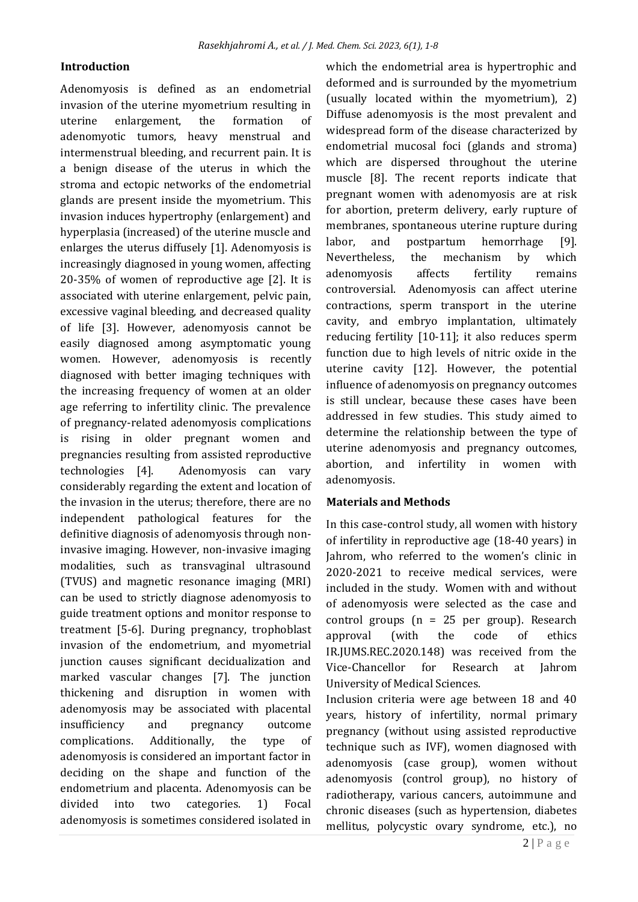## Introduction

Adenomyosis is defined as an endometrial invasion of the uterine myometrium resulting in uterine enlargement, the formation of adenomyotic tumors, heavy menstrual and intermenstrual bleeding, and recurrent pain. It is a benign disease of the uterus in which the stroma and ectopic networks of the endometrial glands are present inside the myometrium. This invasion induces hypertrophy (enlargement) and hyperplasia (increased) of the uterine muscle and enlarges the uterus diffusely [1]. Adenomyosis is increasingly diagnosed in young women, affecting 20-35% of women of reproductive age [2]. It is associated with uterine enlargement, pelvic pain, excessive vaginal bleeding, and decreased quality of life [3]. However, adenomyosis cannot be easily diagnosed among asymptomatic young women. However, adenomyosis is recently diagnosed with better imaging techniques with the increasing frequency of women at an older age referring to infertility clinic. The prevalence of pregnancy-related adenomyosis complications is rising in older pregnant women and pregnancies resulting from assisted reproductive technologies [4]. Adenomyosis can vary considerably regarding the extent and location of the invasion in the uterus; therefore, there are no independent pathological features for the definitive diagnosis of adenomyosis through non-invasive imaging. However, non-invasive imaging modalities, such as transvaginal ultrasound (TVUS) and magnetic resonance imaging (MRI) can be used to strictly diagnose adenomyosis to guide treatment options and monitor response to treatment [5-6]. During pregnancy, trophoblast invasion of the endometrium, and myometrial junction causes significant decidualization and marked vascular changes [7]. The junction thickening and disruption in women with adenomyosis may be associated with placental insufficiency and pregnancy outcome complications. Additionally, the type of adenomyosis is considered an important factor in deciding on the shape and function of the endometrium and placenta. Adenomyosis can be divided into two categories. 1) Focal adenomyosis is sometimes considered isolated in which the endometrial area is hypertrophic and deformed and is surrounded by the myometrium (usually located within the myometrium), 2) Diffuse adenomyosis is the most prevalent and widespread form of the disease characterized by endometrial mucosal foci (glands and stroma) which are dispersed throughout the uterine muscle [8]. The recent reports indicate that pregnant women with adenomyosis are at risk for abortion, preterm delivery, early rupture of membranes, spontaneous uterine rupture during labor, and postpartum hemorrhage [9]. Nevertheless, the mechanism by which adenomyosis affects fertility remains controversial. Adenomyosis can affect uterine contractions, sperm transport in the uterine cavity, and embryo implantation, ultimately reducing fertility [10-11]; it also reduces sperm function due to high levels of nitric oxide in the uterine cavity [12]. However, the potential influence of adenomyosis on pregnancy outcomes is still unclear, because these cases have been addressed in few studies. This study aimed to determine the relationship between the type of uterine adenomyosis and pregnancy outcomes, abortion, and infertility in women with adenomyosis.

## Materials and Methods

In this case-control study, all women with history of infertility in reproductive age (18-40 years) in Jahrom, who referred to the women's clinic in 2020-2021 to receive medical services, were included in the study. Women with and without of adenomyosis were selected as the case and control groups (n = 25 per group). Research approval (with the code of ethics IR.JUMS.REC.2020.148) was received from the Vice-Chancellor for Research at Jahrom University of Medical Sciences.

Inclusion criteria were age between 18 and 40 years, history of infertility, normal primary pregnancy (without using assisted reproductive technique such as IVF), women diagnosed with adenomyosis (case group), women without adenomyosis (control group), no history of radiotherapy, various cancers, autoimmune and chronic diseases (such as hypertension, diabetes mellitus, polycystic ovary syndrome, etc.), no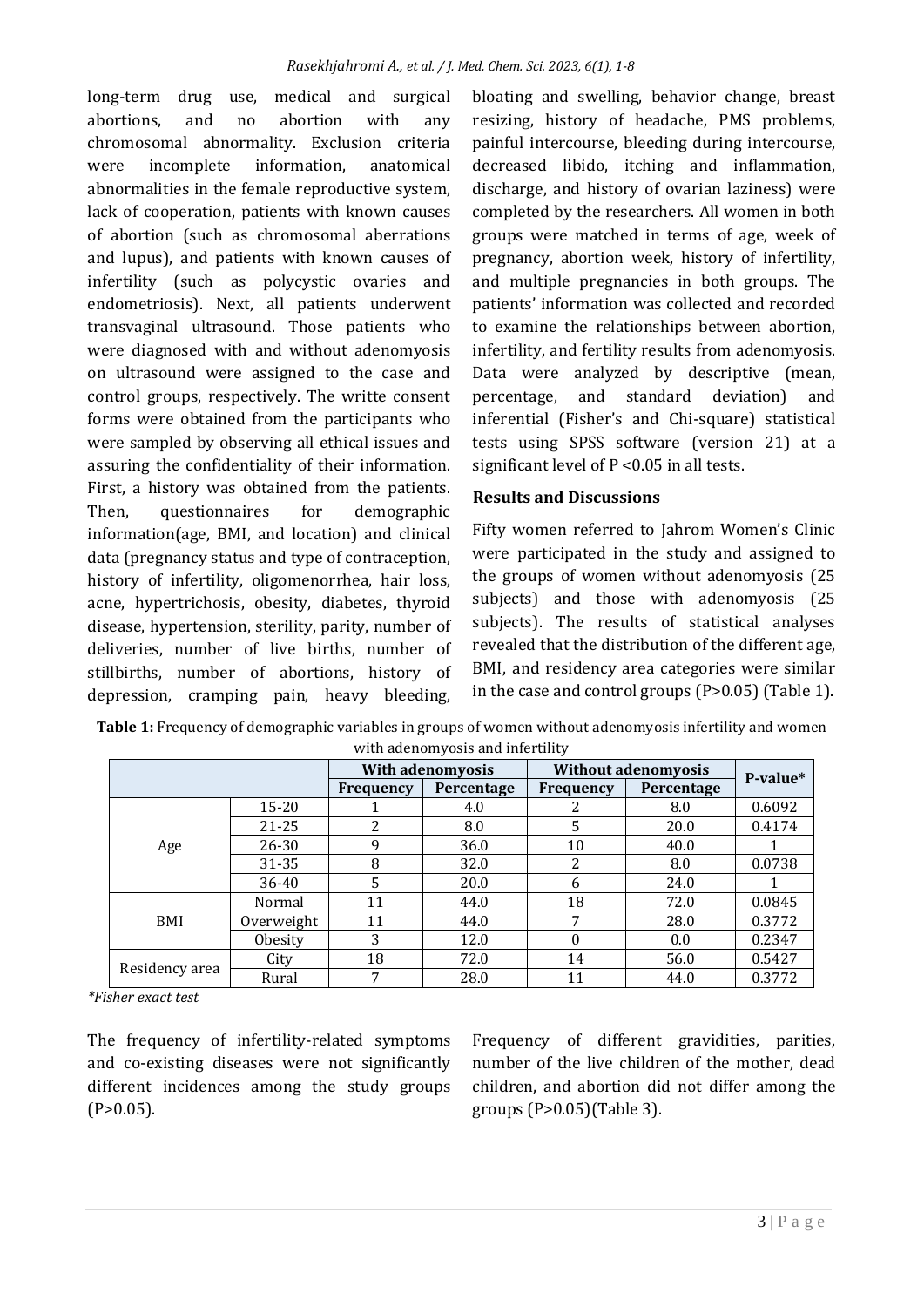long-term drug use, medical and surgical abortions, and no abortion with any chromosomal abnormality. Exclusion criteria were incomplete information, anatomical abnormalities in the female reproductive system, lack of cooperation, patients with known causes of abortion (such as chromosomal aberrations and lupus), and patients with known causes of infertility (such as polycystic ovaries and endometriosis). Next, all patients underwent transvaginal ultrasound. Those patients who were diagnosed with and without adenomyosis on ultrasound were assigned to the case and control groups, respectively. The writte consent forms were obtained from the participants who were sampled by observing all ethical issues and assuring the confidentiality of their information. First, a history was obtained from the patients. Then, questionnaires for demographic information(age, BMI, and location) and clinical data (pregnancy status and type of contraception, history of infertility, oligomenorrhea, hair loss, acne, hypertrichosis, obesity, diabetes, thyroid disease, hypertension, sterility, parity, number of deliveries, number of live births, number of stillbirths, number of abortions, history of depression, cramping pain, heavy bleeding, bloating and swelling, behavior change, breast resizing, history of headache, PMS problems, painful intercourse, bleeding during intercourse, decreased libido, itching and inflammation, discharge, and history of ovarian laziness) were completed by the researchers. All women in both groups were matched in terms of age, week of pregnancy, abortion week, history of infertility, and multiple pregnancies in both groups. The patients' information was collected and recorded to examine the relationships between abortion, infertility, and fertility results from adenomyosis. Data were analyzed by descriptive (mean, percentage, and standard deviation) and inferential (Fisher's and Chi-square) statistical tests using SPSS software (version 21) at a significant level of P <0.05 in all tests.

## Results and Discussions

Fifty women referred to Jahrom Women's Clinic were participated in the study and assigned to the groups of women without adenomyosis (25 subjects) and those with adenomyosis (25 subjects). The results of statistical analyses revealed that the distribution of the different age, BMI, and residency area categories were similar in the case and control groups (P>0.05) (Table 1).

**Table 1:** Frequency of demographic variables in groups of women without adenomyosis infertility and women with adenomyosis and infertility

| | | With adenomyosis | | Without adenomyosis | | P-value* |
|---|---|---|---|---|---|---|
| | | Frequency | Percentage | Frequency | Percentage | |
| Age | 15-20 | 1 | 4.0 | 2 | 8.0 | 0.6092 |
| | 21-25 | 2 | 8.0 | 5 | 20.0 | 0.4174 |
| | 26-30 | 9 | 36.0 | 10 | 40.0 | 1 |
| | 31-35 | 8 | 32.0 | 2 | 8.0 | 0.0738 |
| | 36-40 | 5 | 20.0 | 6 | 24.0 | 1 |
| BMI | Normal | 11 | 44.0 | 18 | 72.0 | 0.0845 |
| | Overweight | 11 | 44.0 | 7 | 28.0 | 0.3772 |
| | Obesity | 3 | 12.0 | 0 | 0.0 | 0.2347 |
| Residency area | City | 18 | 72.0 | 14 | 56.0 | 0.5427 |
| | Rural | 7 | 28.0 | 11 | 44.0 | 0.3772 |

*\*Fisher exact test*

The frequency of infertility-related symptoms and co-existing diseases were not significantly different incidences among the study groups (P>0.05).

Frequency of different gravidities, parities, number of the live children of the mother, dead children, and abortion did not differ among the groups (P>0.05)(Table 3).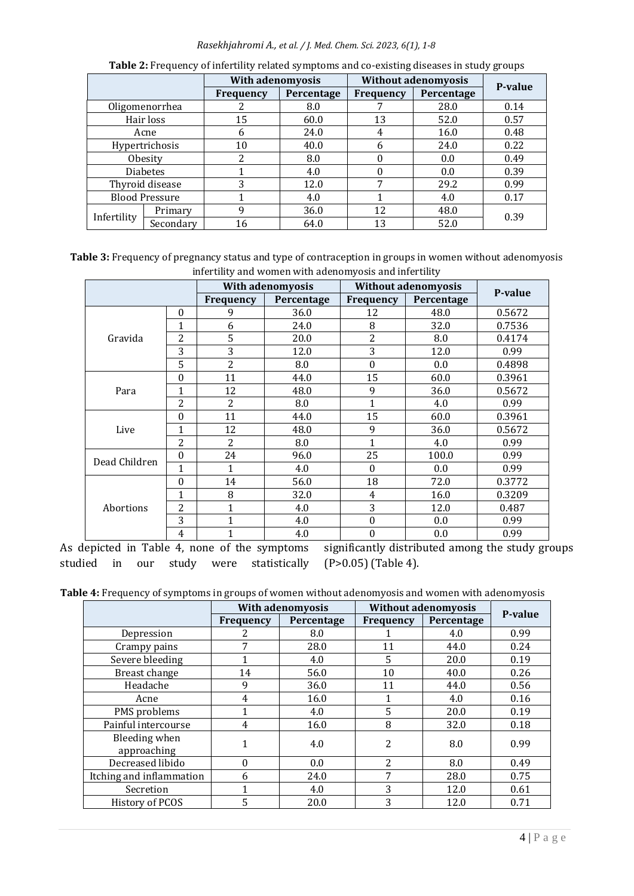**Table 2:** Frequency of infertility related symptoms and co-existing diseases in study groups

| | | With adenomyosis | | Without adenomyosis | | P-value |
|---|---|---|---|---|---|---|
| | | Frequency | Percentage | Frequency | Percentage | |
| Oligomenorrhea | | 2 | 8.0 | 7 | 28.0 | 0.14 |
| Hair loss | | 15 | 60.0 | 13 | 52.0 | 0.57 |
| Acne | | 6 | 24.0 | 4 | 16.0 | 0.48 |
| Hypertrichosis | | 10 | 40.0 | 6 | 24.0 | 0.22 |
| Obesity | | 2 | 8.0 | 0 | 0.0 | 0.49 |
| Diabetes | | 1 | 4.0 | 0 | 0.0 | 0.39 |
| Thyroid disease | | 3 | 12.0 | 7 | 29.2 | 0.99 |
| Blood Pressure | | 1 | 4.0 | 1 | 4.0 | 0.17 |
| Infertility | Primary | 9 | 36.0 | 12 | 48.0 | 0.39 |
| | Secondary | 16 | 64.0 | 13 | 52.0 | |

**Table 3:** Frequency of pregnancy status and type of contraception in groups in women without adenomyosis infertility and women with adenomyosis and infertility

| | | With adenomyosis | | Without adenomyosis | | P-value |
|---|---|---|---|---|---|---|
| | | Frequency | Percentage | Frequency | Percentage | |
| Gravida | 0 | 9 | 36.0 | 12 | 48.0 | 0.5672 |
| | 1 | 6 | 24.0 | 8 | 32.0 | 0.7536 |
| | 2 | 5 | 20.0 | 2 | 8.0 | 0.4174 |
| | 3 | 3 | 12.0 | 3 | 12.0 | 0.99 |
| | 5 | 2 | 8.0 | 0 | 0.0 | 0.4898 |
| Para | 0 | 11 | 44.0 | 15 | 60.0 | 0.3961 |
| | 1 | 12 | 48.0 | 9 | 36.0 | 0.5672 |
| | 2 | 2 | 8.0 | 1 | 4.0 | 0.99 |
| Live | 0 | 11 | 44.0 | 15 | 60.0 | 0.3961 |
| | 1 | 12 | 48.0 | 9 | 36.0 | 0.5672 |
| | 2 | 2 | 8.0 | 1 | 4.0 | 0.99 |
| Dead Children | 0 | 24 | 96.0 | 25 | 100.0 | 0.99 |
| | 1 | 1 | 4.0 | 0 | 0.0 | 0.99 |
| Abortions | 0 | 14 | 56.0 | 18 | 72.0 | 0.3772 |
| | 1 | 8 | 32.0 | 4 | 16.0 | 0.3209 |
| | 2 | 1 | 4.0 | 3 | 12.0 | 0.487 |
| | 3 | 1 | 4.0 | 0 | 0.0 | 0.99 |
| | 4 | 1 | 4.0 | 0 | 0.0 | 0.99 |

As depicted in Table 4, none of the symptoms studied in our study were statistically significantly distributed among the study groups ($P>0.05$) (Table 4).

**Table 4:** Frequency of symptoms in groups of women without adenomyosis and women with adenomyosis

| | With adenomyosis | | Without adenomyosis | | P-value |
|---|---|---|---|---|---|
| | Frequency | Percentage | Frequency | Percentage | |
| Depression | 2 | 8.0 | 1 | 4.0 | 0.99 |
| Crampy pains | 7 | 28.0 | 11 | 44.0 | 0.24 |
| Severe bleeding | 1 | 4.0 | 5 | 20.0 | 0.19 |
| Breast change | 14 | 56.0 | 10 | 40.0 | 0.26 |
| Headache | 9 | 36.0 | 11 | 44.0 | 0.56 |
| Acne | 4 | 16.0 | 1 | 4.0 | 0.16 |
| PMS problems | 1 | 4.0 | 5 | 20.0 | 0.19 |
| Painful intercourse | 4 | 16.0 | 8 | 32.0 | 0.18 |
| Bleeding when approaching | 1 | 4.0 | 2 | 8.0 | 0.99 |
| Decreased libido | 0 | 0.0 | 2 | 8.0 | 0.49 |
| Itching and inflammation | 6 | 24.0 | 7 | 28.0 | 0.75 |
| Secretion | 1 | 4.0 | 3 | 12.0 | 0.61 |
| History of PCOS | 5 | 20.0 | 3 | 12.0 | 0.71 |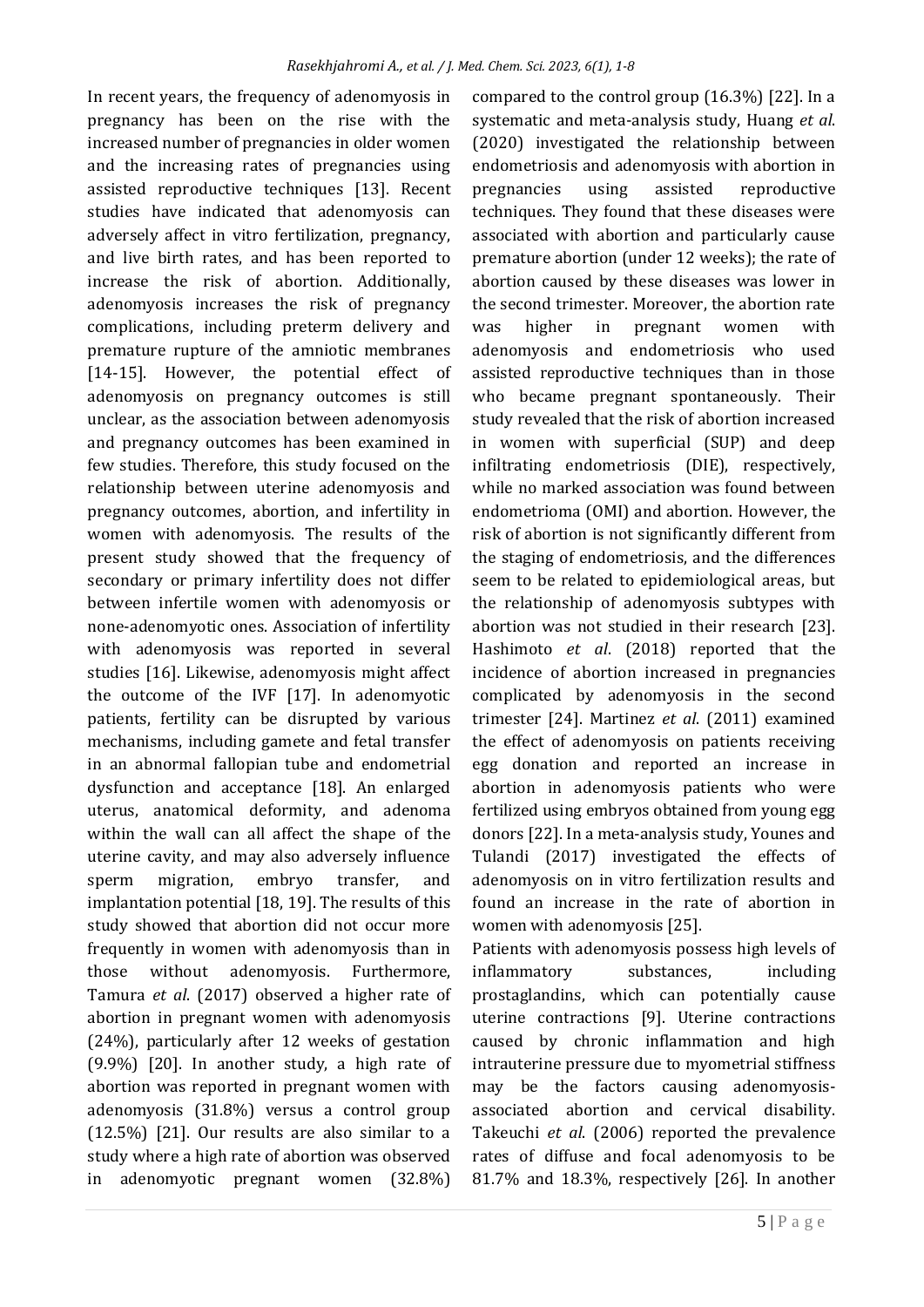In recent years, the frequency of adenomyosis in pregnancy has been on the rise with the increased number of pregnancies in older women and the increasing rates of pregnancies using assisted reproductive techniques [13]. Recent studies have indicated that adenomyosis can adversely affect in vitro fertilization, pregnancy, and live birth rates, and has been reported to increase the risk of abortion. Additionally, adenomyosis increases the risk of pregnancy complications, including preterm delivery and premature rupture of the amniotic membranes [14-15]. However, the potential effect of adenomyosis on pregnancy outcomes is still unclear, as the association between adenomyosis and pregnancy outcomes has been examined in few studies. Therefore, this study focused on the relationship between uterine adenomyosis and pregnancy outcomes, abortion, and infertility in women with adenomyosis. The results of the present study showed that the frequency of secondary or primary infertility does not differ between infertile women with adenomyosis or none-adenomyotic ones. Association of infertility with adenomyosis was reported in several studies [16]. Likewise, adenomyosis might affect the outcome of the IVF [17]. In adenomyotic patients, fertility can be disrupted by various mechanisms, including gamete and fetal transfer in an abnormal fallopian tube and endometrial dysfunction and acceptance [18]. An enlarged uterus, anatomical deformity, and adenoma within the wall can all affect the shape of the uterine cavity, and may also adversely influence sperm migration, embryo transfer, and implantation potential [18, 19]. The results of this study showed that abortion did not occur more frequently in women with adenomyosis than in those without adenomyosis. Furthermore, Tamura *et al*. (2017) observed a higher rate of abortion in pregnant women with adenomyosis (24%), particularly after 12 weeks of gestation (9.9%) [20]. In another study, a high rate of abortion was reported in pregnant women with adenomyosis (31.8%) versus a control group (12.5%) [21]. Our results are also similar to a study where a high rate of abortion was observed in adenomyotic pregnant women (32.8%) compared to the control group (16.3%) [22]. In a systematic and meta-analysis study, Huang *et al*. (2020) investigated the relationship between endometriosis and adenomyosis with abortion in pregnancies using assisted reproductive techniques. They found that these diseases were associated with abortion and particularly cause premature abortion (under 12 weeks); the rate of abortion caused by these diseases was lower in the second trimester. Moreover, the abortion rate was higher in pregnant women with adenomyosis and endometriosis who used assisted reproductive techniques than in those who became pregnant spontaneously. Their study revealed that the risk of abortion increased in women with superficial (SUP) and deep infiltrating endometriosis (DIE), respectively, while no marked association was found between endometrioma (OMI) and abortion. However, the risk of abortion is not significantly different from the staging of endometriosis, and the differences seem to be related to epidemiological areas, but the relationship of adenomyosis subtypes with abortion was not studied in their research [23]. Hashimoto *et al*. (2018) reported that the incidence of abortion increased in pregnancies complicated by adenomyosis in the second trimester [24]. Martinez *et al*. (2011) examined the effect of adenomyosis on patients receiving egg donation and reported an increase in abortion in adenomyosis patients who were fertilized using embryos obtained from young egg donors [22]. In a meta-analysis study, Younes and Tulandi (2017) investigated the effects of adenomyosis on in vitro fertilization results and found an increase in the rate of abortion in women with adenomyosis [25].

Patients with adenomyosis possess high levels of inflammatory substances, including prostaglandins, which can potentially cause uterine contractions [9]. Uterine contractions caused by chronic inflammation and high intrauterine pressure due to myometrial stiffness may be the factors causing adenomyosis-associated abortion and cervical disability. Takeuchi *et al*. (2006) reported the prevalence rates of diffuse and focal adenomyosis to be 81.7% and 18.3%, respectively [26]. In another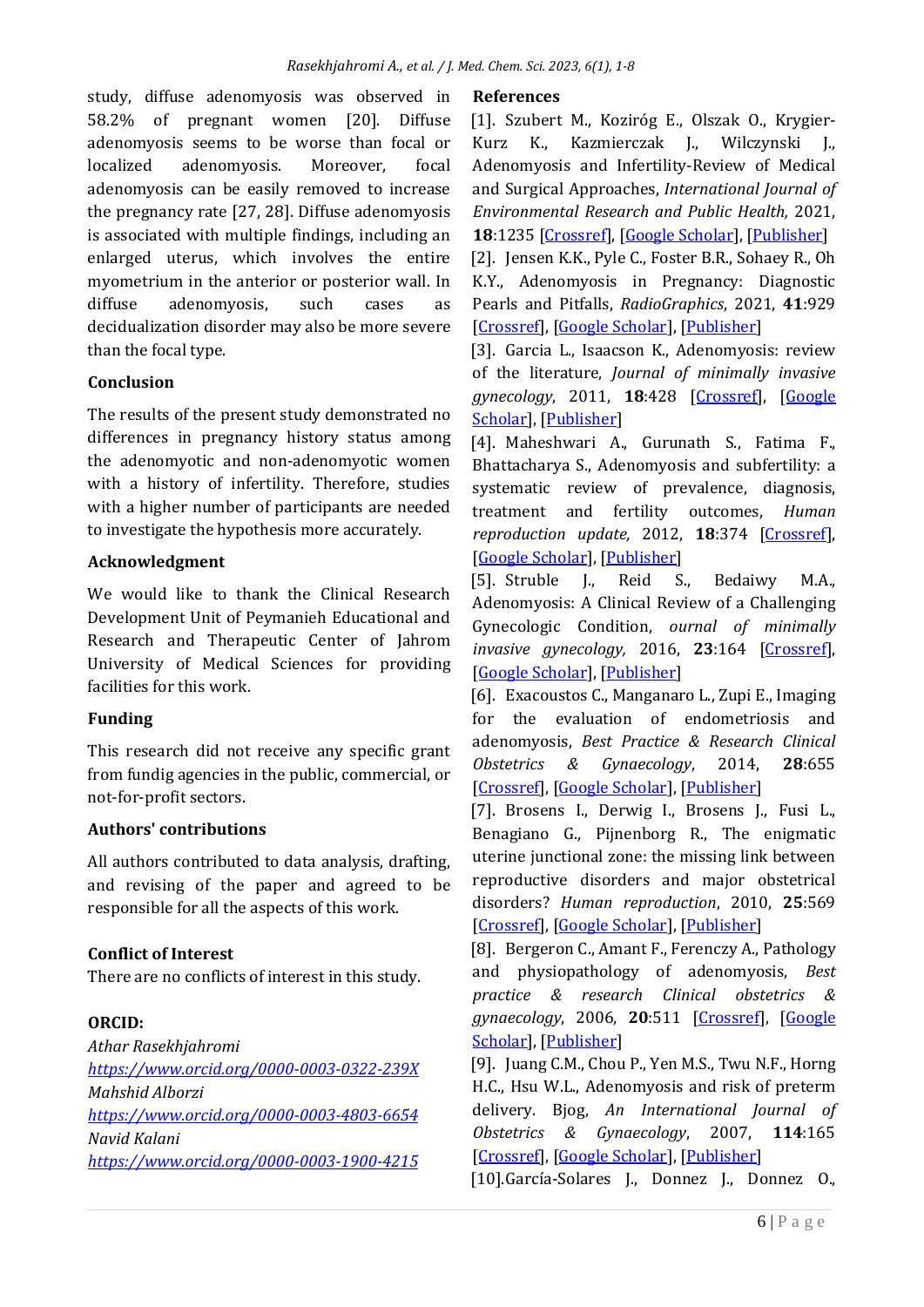study, diffuse adenomyosis was observed in 58.2% of pregnant women [20]. Diffuse adenomyosis seems to be worse than focal or localized adenomyosis. Moreover, focal adenomyosis can be easily removed to increase the pregnancy rate [27, 28]. Diffuse adenomyosis is associated with multiple findings, including an enlarged uterus, which involves the entire myometrium in the anterior or posterior wall. In diffuse adenomyosis, such cases as decidualization disorder may also be more severe than the focal type.

## Conclusion

The results of the present study demonstrated no differences in pregnancy history status among the adenomyotic and non-adenomyotic women with a history of infertility. Therefore, studies with a higher number of participants are needed to investigate the hypothesis more accurately.

## Acknowledgment

We would like to thank the Clinical Research Development Unit of Peymanieh Educational and Research and Therapeutic Center of Jahrom University of Medical Sciences for providing facilities for this work.

## Funding

This research did not receive any specific grant from fundig agencies in the public, commercial, or not-for-profit sectors.

## Authors' contributions

All authors contributed to data analysis, drafting, and revising of the paper and agreed to be responsible for all the aspects of this work.

## Conflict of Interest

There are no conflicts of interest in this study.

## ORCID:

*Athar Rasekhjahromi*
https://www.orcid.org/0000-0003-0322-239X
*Mahshid Alborzi*
https://www.orcid.org/0000-0003-4803-6654
*Navid Kalani*
https://www.orcid.org/0000-0003-1900-4215

## References

[1]. Szubert M., Koziróg E., Olszak O., Krygier-Kurz K., Kazmierczak J., Wilczynski J., Adenomyosis and Infertility-Review of Medical and Surgical Approaches, *International Journal of Environmental Research and Public Health,* 2021, **18**:1235 [Crossref], [Google Scholar], [Publisher]

[2]. Jensen K.K., Pyle C., Foster B.R., Sohaey R., Oh K.Y., Adenomyosis in Pregnancy: Diagnostic Pearls and Pitfalls, *RadioGraphics*, 2021, **41**:929 [Crossref], [Google Scholar], [Publisher]

[3]. Garcia L., Isaacson K., Adenomyosis: review of the literature, *Journal of minimally invasive gynecology*, 2011, **18**:428 [Crossref], [Google Scholar], [Publisher]

[4]. Maheshwari A., Gurunath S., Fatima F., Bhattacharya S., Adenomyosis and subfertility: a systematic review of prevalence, diagnosis, treatment and fertility outcomes, *Human reproduction update,* 2012, **18**:374 [Crossref], [Google Scholar], [Publisher]

[5]. Struble J., Reid S., Bedaiwy M.A., Adenomyosis: A Clinical Review of a Challenging Gynecologic Condition, *ournal of minimally invasive gynecology,* 2016, **23**:164 [Crossref], [Google Scholar], [Publisher]

[6]. Exacoustos C., Manganaro L., Zupi E., Imaging for the evaluation of endometriosis and adenomyosis, *Best Practice & Research Clinical Obstetrics & Gynaecology*, 2014, **28**:655 [Crossref], [Google Scholar], [Publisher]

[7]. Brosens I., Derwig I., Brosens J., Fusi L., Benagiano G., Pijnenborg R., The enigmatic uterine junctional zone: the missing link between reproductive disorders and major obstetrical disorders? *Human reproduction*, 2010, **25**:569 [Crossref], [Google Scholar], [Publisher]

[8]. Bergeron C., Amant F., Ferenczy A., Pathology and physiopathology of adenomyosis, *Best practice & research Clinical obstetrics & gynaecology*, 2006, **20**:511 [Crossref], [Google Scholar], [Publisher]

[9]. Juang C.M., Chou P., Yen M.S., Twu N.F., Horng H.C., Hsu W.L., Adenomyosis and risk of preterm delivery. Bjog, *An International Journal of Obstetrics & Gynaecology*, 2007, **114**:165 [Crossref], [Google Scholar], [Publisher]

[10].García-Solares J., Donnez J., Donnez O.,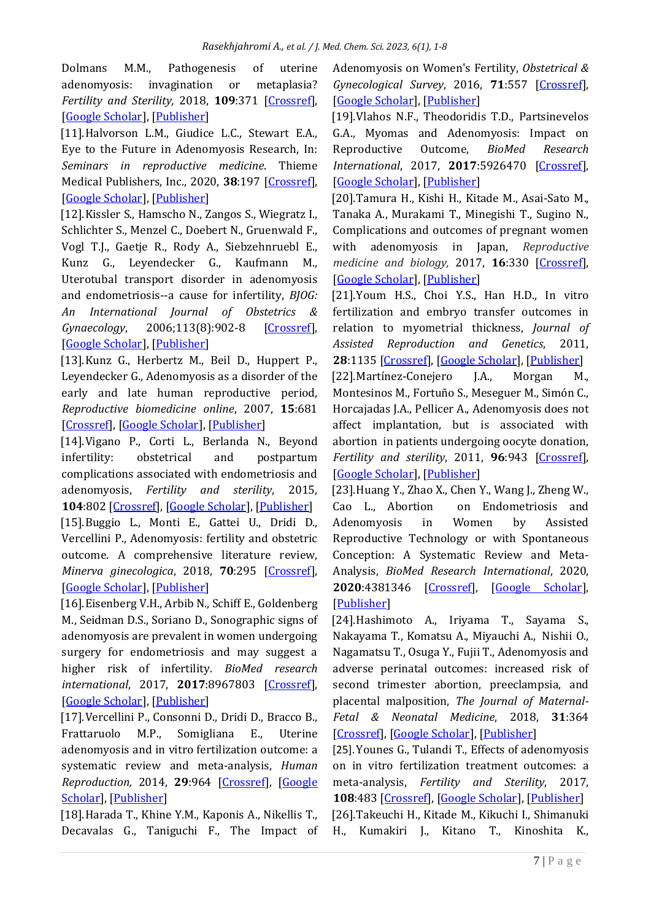Dolmans M.M., Pathogenesis of uterine adenomyosis: invagination or metaplasia? *Fertility and Sterility,* 2018, **109**:371 [Crossref], [Google Scholar], [Publisher]

[11]. Halvorson L.M., Giudice L.C., Stewart E.A., Eye to the Future in Adenomyosis Research, In: *Seminars in reproductive medicine*. Thieme Medical Publishers, Inc., 2020, **38**:197 [Crossref], [Google Scholar], [Publisher]

[12]. Kissler S., Hamscho N., Zangos S., Wiegratz I., Schlichter S., Menzel C., Doebert N., Gruenwald F., Vogl T.J., Gaetje R., Rody A., Siebzehnruebl E., Kunz G., Leyendecker G., Kaufmann M., Uterotubal transport disorder in adenomyosis and endometriosis--a cause for infertility, *BJOG: An International Journal of Obstetrics & Gynaecology*, 2006;113(8):902-8 [Crossref], [Google Scholar], [Publisher]

[13]. Kunz G., Herbertz M., Beil D., Huppert P., Leyendecker G., Adenomyosis as a disorder of the early and late human reproductive period, *Reproductive biomedicine online*, 2007, **15**:681 [Crossref], [Google Scholar], [Publisher]

[14]. Vigano P., Corti L., Berlanda N., Beyond infertility: obstetrical and postpartum complications associated with endometriosis and adenomyosis, *Fertility and sterility*, 2015, **104**:802 [Crossref], [Google Scholar], [Publisher]

[15]. Buggio L., Monti E., Gattei U., Dridi D., Vercellini P., Adenomyosis: fertility and obstetric outcome. A comprehensive literature review, *Minerva ginecologica*, 2018, **70**:295 [Crossref], [Google Scholar], [Publisher]

[16]. Eisenberg V.H., Arbib N., Schiff E., Goldenberg M., Seidman D.S., Soriano D., Sonographic signs of adenomyosis are prevalent in women undergoing surgery for endometriosis and may suggest a higher risk of infertility. *BioMed research international*, 2017, **2017**:8967803 [Crossref], [Google Scholar], [Publisher]

[17]. Vercellini P., Consonni D., Dridi D., Bracco B., Frattaruolo M.P., Somigliana E., Uterine adenomyosis and in vitro fertilization outcome: a systematic review and meta-analysis, *Human Reproduction,* 2014, **29**:964 [Crossref], [Google Scholar], [Publisher]

[18]. Harada T., Khine Y.M., Kaponis A., Nikellis T., Decavalas G., Taniguchi F., The Impact of Adenomyosis on Women's Fertility, *Obstetrical & Gynecological Survey*, 2016, **71**:557 [Crossref], [Google Scholar], [Publisher]

[19]. Vlahos N.F., Theodoridis T.D., Partsinevelos G.A., Myomas and Adenomyosis: Impact on Reproductive Outcome, *BioMed Research International*, 2017, **2017**:5926470 [Crossref], [Google Scholar], [Publisher]

[20]. Tamura H., Kishi H., Kitade M., Asai-Sato M., Tanaka A., Murakami T., Minegishi T., Sugino N., Complications and outcomes of pregnant women with adenomyosis in Japan, *Reproductive medicine and biology,* 2017, **16**:330 [Crossref], [Google Scholar], [Publisher]

[21]. Youm H.S., Choi Y.S., Han H.D., In vitro fertilization and embryo transfer outcomes in relation to myometrial thickness, *Journal of Assisted Reproduction and Genetics*, 2011, **28**:1135 [Crossref], [Google Scholar], [Publisher]

[22]. Martínez-Conejero J.A., Morgan M., Montesinos M., Fortuño S., Meseguer M., Simón C., Horcajadas J.A., Pellicer A., Adenomyosis does not affect implantation, but is associated with abortion in patients undergoing oocyte donation, *Fertility and sterility*, 2011, **96**:943 [Crossref], [Google Scholar], [Publisher]

[23]. Huang Y., Zhao X., Chen Y., Wang J., Zheng W., Cao L., Abortion on Endometriosis and Adenomyosis in Women by Assisted Reproductive Technology or with Spontaneous Conception: A Systematic Review and Meta-Analysis, *BioMed Research International*, 2020, **2020**:4381346 [Crossref], [Google Scholar], [Publisher]

[24]. Hashimoto A., Iriyama T., Sayama S., Nakayama T., Komatsu A., Miyauchi A., Nishii O., Nagamatsu T., Osuga Y., Fujii T., Adenomyosis and adverse perinatal outcomes: increased risk of second trimester abortion, preeclampsia, and placental malposition, *The Journal of Maternal-Fetal & Neonatal Medicine*, 2018, **31**:364 [Crossref], [Google Scholar], [Publisher]

[25]. Younes G., Tulandi T., Effects of adenomyosis on in vitro fertilization treatment outcomes: a meta-analysis, *Fertility and Sterility*, 2017, **108**:483 [Crossref], [Google Scholar], [Publisher]

[26]. Takeuchi H., Kitade M., Kikuchi I., Shimanuki H., Kumakiri J., Kitano T., Kinoshita K.,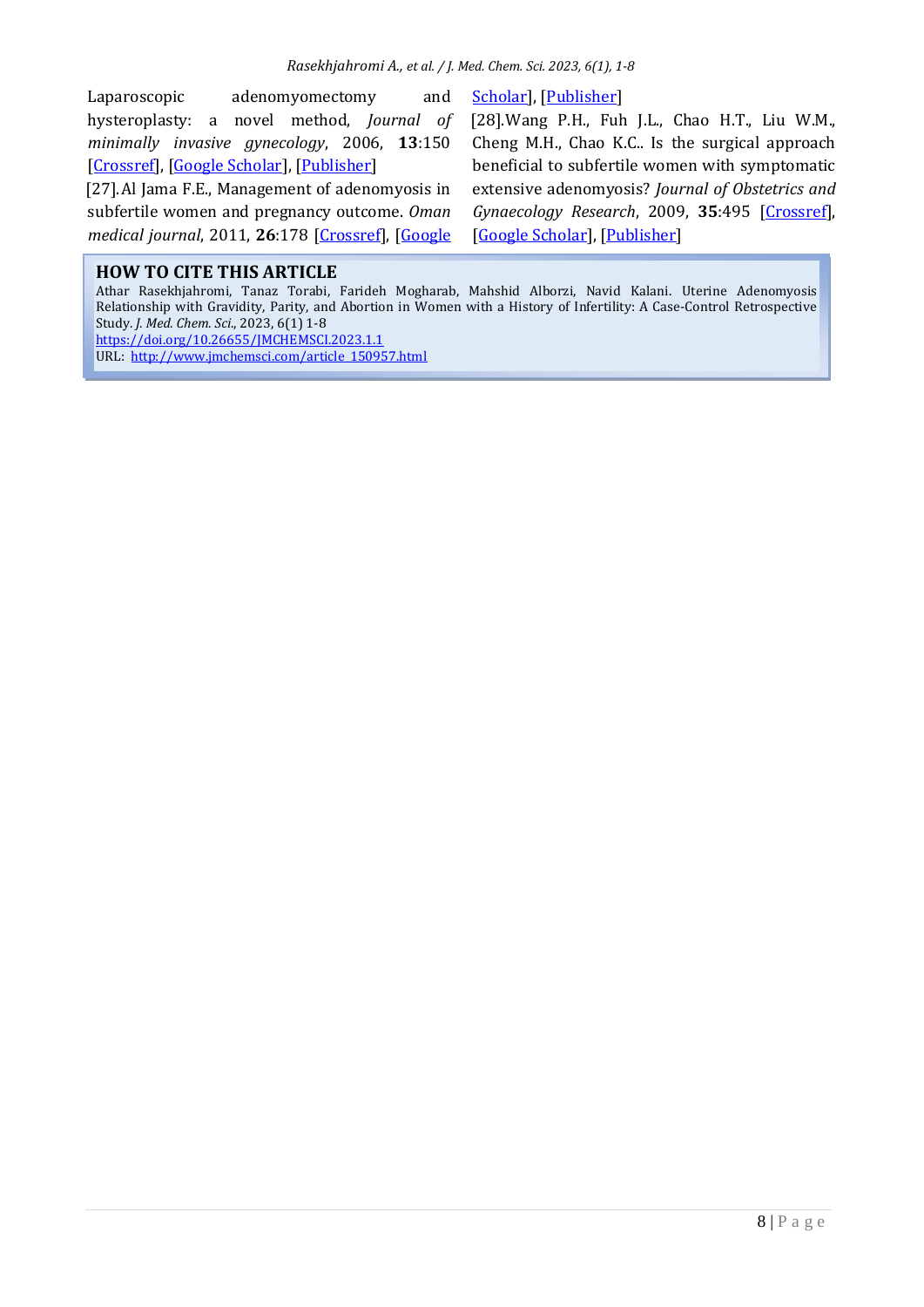Laparoscopic adenomyomectomy and hysteroplasty: a novel method, *Journal of minimally invasive gynecology*, 2006, **13**:150 [Crossref], [Google Scholar], [Publisher]

[27]. Al Jama F.E., Management of adenomyosis in subfertile women and pregnancy outcome. *Oman medical journal*, 2011, **26**:178 [Crossref], [Google Scholar], [Publisher]

[28]. Wang P.H., Fuh J.L., Chao H.T., Liu W.M., Cheng M.H., Chao K.C.. Is the surgical approach beneficial to subfertile women with symptomatic extensive adenomyosis? *Journal of Obstetrics and Gynaecology Research*, 2009, **35**:495 [Crossref], [Google Scholar], [Publisher]

**HOW TO CITE THIS ARTICLE**

Athar Rasekhjahromi, Tanaz Torabi, Farideh Mogharab, Mahshid Alborzi, Navid Kalani. Uterine Adenomyosis Relationship with Gravidity, Parity, and Abortion in Women with a History of Infertility: A Case-Control Retrospective Study. *J. Med. Chem. Sci.*, 2023, 6(1) 1-8

https://doi.org/10.26655/JMCHEMSCI.2023.1.1

URL: http://www.jmchemsci.com/article_150957.html